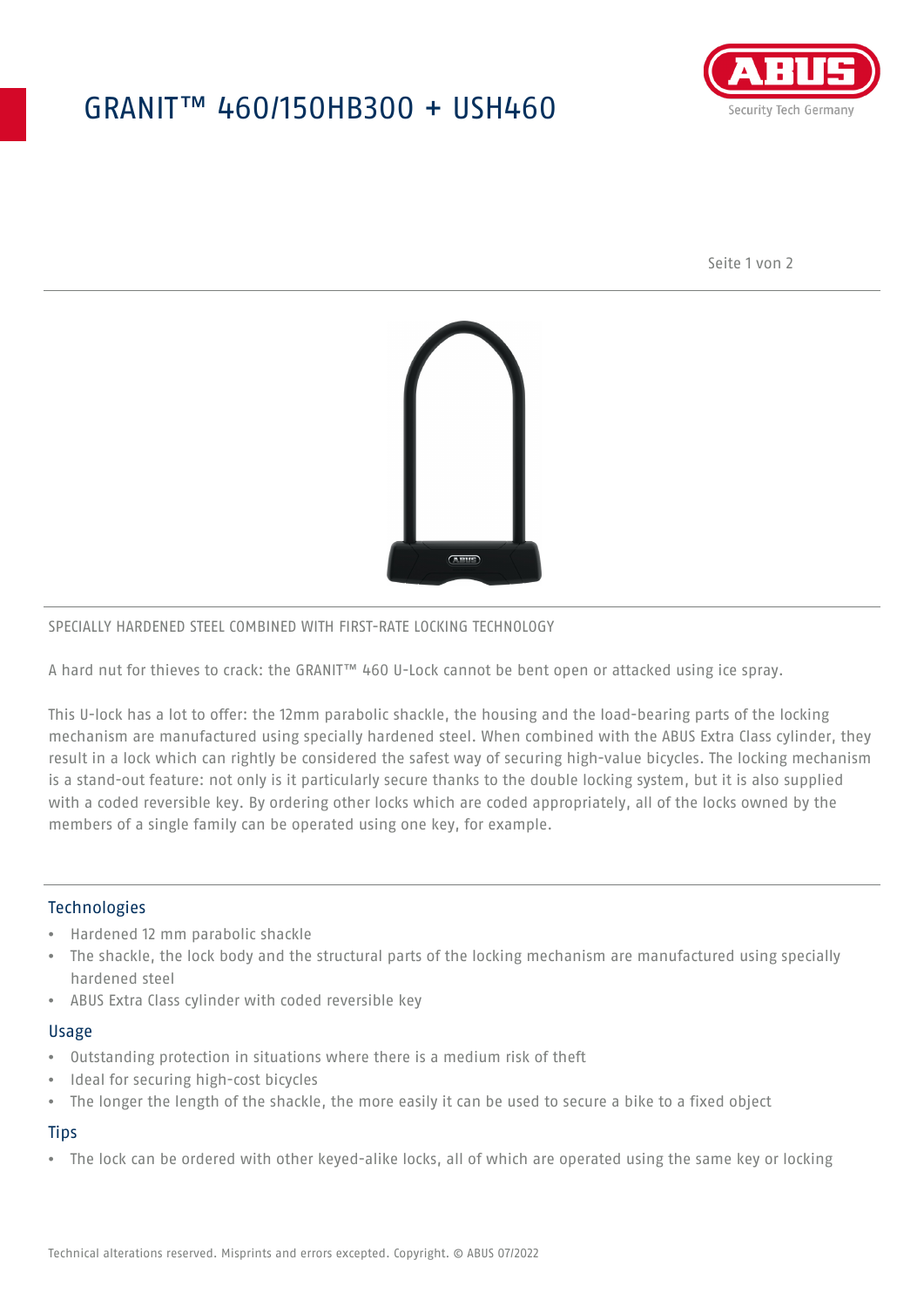# GRANIT™ 460/150HB300 + USH460

SPECIALLY HARDENED STEEL COMBINED WITH FIRST-RATE LOCKING TECHNOLOGY

A hard nut for thieves to crack: the GRANIT™ 460 U-Lock cannot be bent open or attacked using ice spray.

This U-lock has a lot to offer: the 12mm parabolic shackle, the housing and the load-bearing parts of the locking mechanism are manufactured using specially hardened steel. When combined with the ABUS Extra Class cylinder, they result in a lock which can rightly be considered the safest way of securing high-value bicycles. The locking mechanism is a stand-out feature: not only is it particularly secure thanks to the double locking system, but it is also supplied with a coded reversible key. By ordering other locks which are coded appropriately, all of the locks owned by the members of a single family can be operated using one key, for example.

## Technologies

- Hardened 12 mm parabolic shackle
- The shackle, the lock body and the structural parts of the locking mechanism are manufactured using specially hardened steel
- ABUS Extra Class cylinder with coded reversible key

## Usage

- Outstanding protection in situations where there is a medium risk of theft
- Ideal for securing high-cost bicycles
- The longer the length of the shackle, the more easily it can be used to secure a bike to a fixed object

## Tips

- The lock can be ordered with other keyed-alike locks, all of which are operated using the same key or locking

Technical alterations reserved. Misprints and errors excepted. Copyright. © ABUS 07/2022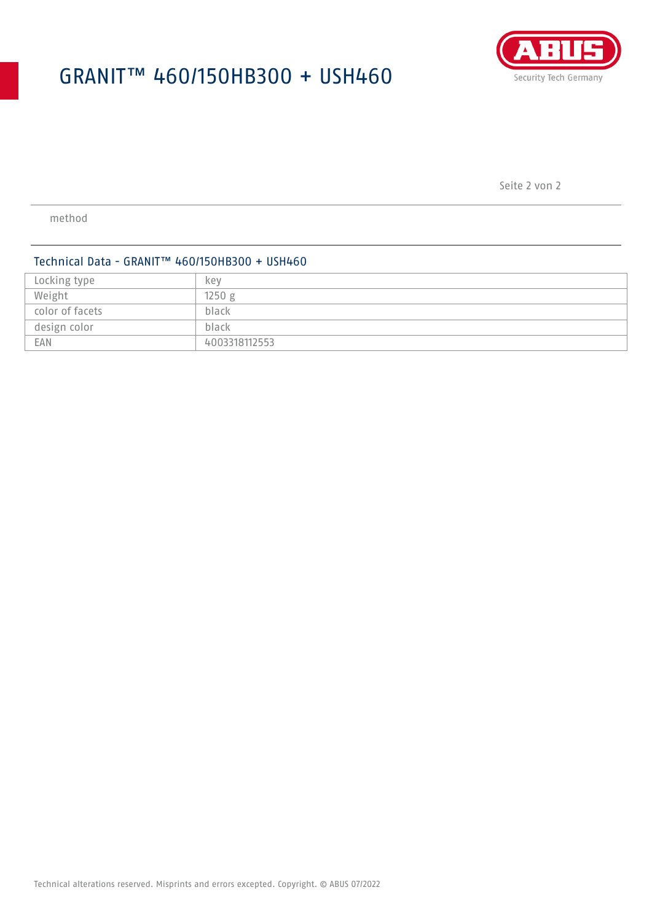method

## Technical Data - GRANIT™ 460/150HB300 + USH460

| | |
|---|---|
| Locking type | key |
| Weight | 1250 g |
| color of facets | black |
| design color | black |
| EAN | 4003318112553 |

Technical alterations reserved. Misprints and errors excepted. Copyright. © ABUS 07/2022